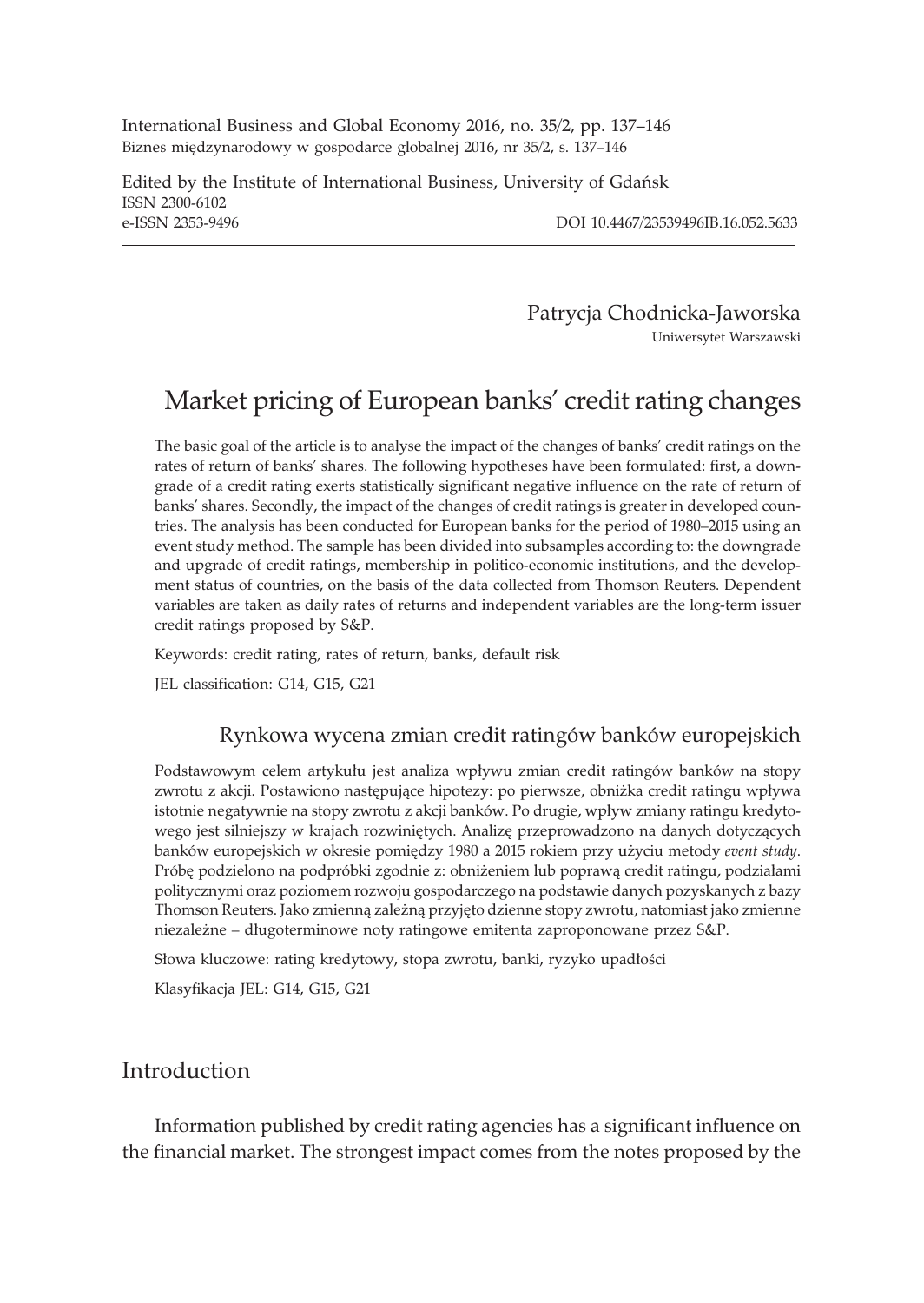International Business and Global Economy 2016, no. 35/2, pp. 137–146
Biznes międzynarodowy w gospodarce globalnej 2016, nr 35/2, s. 137–146

Edited by the Institute of International Business, University of Gdańsk
ISSN 2300-6102
e-ISSN 2353-9496 DOI 10.4467/23539496IB.16.052.5633

Patrycja Chodnicka-Jaworska
Uniwersytet Warszawski

# Market pricing of European banks' credit rating changes

The basic goal of the article is to analyse the impact of the changes of banks' credit ratings on the rates of return of banks' shares. The following hypotheses have been formulated: first, a downgrade of a credit rating exerts statistically significant negative influence on the rate of return of banks' shares. Secondly, the impact of the changes of credit ratings is greater in developed countries. The analysis has been conducted for European banks for the period of 1980–2015 using an event study method. The sample has been divided into subsamples according to: the downgrade and upgrade of credit ratings, membership in politico-economic institutions, and the development status of countries, on the basis of the data collected from Thomson Reuters. Dependent variables are taken as daily rates of returns and independent variables are the long-term issuer credit ratings proposed by S&P.

Keywords: credit rating, rates of return, banks, default risk

JEL classification: G14, G15, G21

## Rynkowa wycena zmian credit ratingów banków europejskich

Podstawowym celem artykułu jest analiza wpływu zmian credit ratingów banków na stopy zwrotu z akcji. Postawiono następujące hipotezy: po pierwsze, obniżka credit ratingu wpływa istotnie negatywnie na stopy zwrotu z akcji banków. Po drugie, wpływ zmiany ratingu kredytowego jest silniejszy w krajach rozwiniętych. Analizę przeprowadzono na danych dotyczących banków europejskich w okresie pomiędzy 1980 a 2015 rokiem przy użyciu metody *event study*. Próbę podzielono na podpróbki zgodnie z: obniżeniem lub poprawą credit ratingu, podziałami politycznymi oraz poziomem rozwoju gospodarczego na podstawie danych pozyskanych z bazy Thomson Reuters. Jako zmienną zależną przyjęto dzienne stopy zwrotu, natomiast jako zmienne niezależne – długoterminowe noty ratingowe emitenta zaproponowane przez S&P.

Słowa kluczowe: rating kredytowy, stopa zwrotu, banki, ryzyko upadłości

Klasyfikacja JEL: G14, G15, G21

## Introduction

Information published by credit rating agencies has a significant influence on the financial market. The strongest impact comes from the notes proposed by the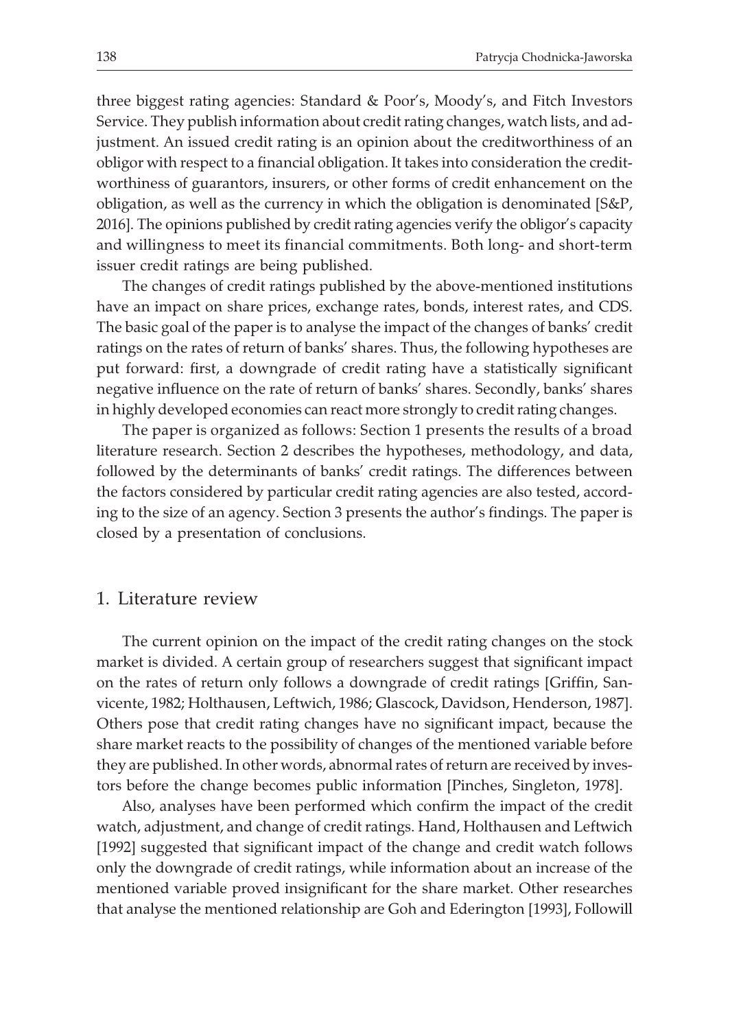three biggest rating agencies: Standard & Poor's, Moody's, and Fitch Investors Service. They publish information about credit rating changes, watch lists, and adjustment. An issued credit rating is an opinion about the creditworthiness of an obligor with respect to a financial obligation. It takes into consideration the creditworthiness of guarantors, insurers, or other forms of credit enhancement on the obligation, as well as the currency in which the obligation is denominated [S&P, 2016]. The opinions published by credit rating agencies verify the obligor's capacity and willingness to meet its financial commitments. Both long- and short-term issuer credit ratings are being published.

The changes of credit ratings published by the above-mentioned institutions have an impact on share prices, exchange rates, bonds, interest rates, and CDS. The basic goal of the paper is to analyse the impact of the changes of banks' credit ratings on the rates of return of banks' shares. Thus, the following hypotheses are put forward: first, a downgrade of credit rating have a statistically significant negative influence on the rate of return of banks' shares. Secondly, banks' shares in highly developed economies can react more strongly to credit rating changes.

The paper is organized as follows: Section 1 presents the results of a broad literature research. Section 2 describes the hypotheses, methodology, and data, followed by the determinants of banks' credit ratings. The differences between the factors considered by particular credit rating agencies are also tested, according to the size of an agency. Section 3 presents the author's findings. The paper is closed by a presentation of conclusions.

## 1. Literature review

The current opinion on the impact of the credit rating changes on the stock market is divided. A certain group of researchers suggest that significant impact on the rates of return only follows a downgrade of credit ratings [Griffin, Sanvicente, 1982; Holthausen, Leftwich, 1986; Glascock, Davidson, Henderson, 1987]. Others pose that credit rating changes have no significant impact, because the share market reacts to the possibility of changes of the mentioned variable before they are published. In other words, abnormal rates of return are received by investors before the change becomes public information [Pinches, Singleton, 1978].

Also, analyses have been performed which confirm the impact of the credit watch, adjustment, and change of credit ratings. Hand, Holthausen and Leftwich [1992] suggested that significant impact of the change and credit watch follows only the downgrade of credit ratings, while information about an increase of the mentioned variable proved insignificant for the share market. Other researches that analyse the mentioned relationship are Goh and Ederington [1993], Followill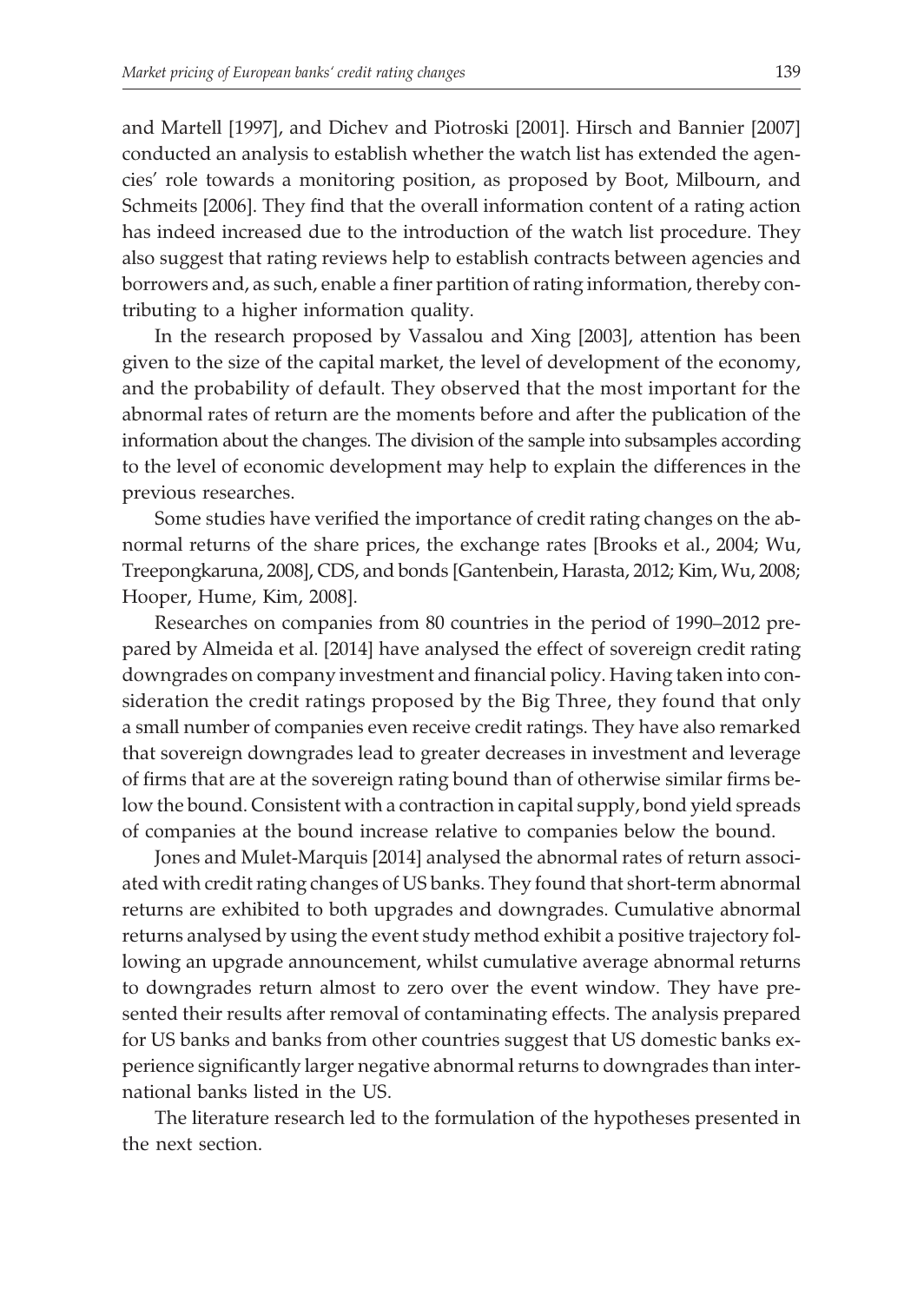and Martell [1997], and Dichev and Piotroski [2001]. Hirsch and Bannier [2007] conducted an analysis to establish whether the watch list has extended the agencies' role towards a monitoring position, as proposed by Boot, Milbourn, and Schmeits [2006]. They find that the overall information content of a rating action has indeed increased due to the introduction of the watch list procedure. They also suggest that rating reviews help to establish contracts between agencies and borrowers and, as such, enable a finer partition of rating information, thereby contributing to a higher information quality.

In the research proposed by Vassalou and Xing [2003], attention has been given to the size of the capital market, the level of development of the economy, and the probability of default. They observed that the most important for the abnormal rates of return are the moments before and after the publication of the information about the changes. The division of the sample into subsamples according to the level of economic development may help to explain the differences in the previous researches.

Some studies have verified the importance of credit rating changes on the abnormal returns of the share prices, the exchange rates [Brooks et al., 2004; Wu, Treepongkaruna, 2008], CDS, and bonds [Gantenbein, Harasta, 2012; Kim, Wu, 2008; Hooper, Hume, Kim, 2008].

Researches on companies from 80 countries in the period of 1990–2012 prepared by Almeida et al. [2014] have analysed the effect of sovereign credit rating downgrades on company investment and financial policy. Having taken into consideration the credit ratings proposed by the Big Three, they found that only a small number of companies even receive credit ratings. They have also remarked that sovereign downgrades lead to greater decreases in investment and leverage of firms that are at the sovereign rating bound than of otherwise similar firms below the bound. Consistent with a contraction in capital supply, bond yield spreads of companies at the bound increase relative to companies below the bound.

Jones and Mulet-Marquis [2014] analysed the abnormal rates of return associated with credit rating changes of US banks. They found that short-term abnormal returns are exhibited to both upgrades and downgrades. Cumulative abnormal returns analysed by using the event study method exhibit a positive trajectory following an upgrade announcement, whilst cumulative average abnormal returns to downgrades return almost to zero over the event window. They have presented their results after removal of contaminating effects. The analysis prepared for US banks and banks from other countries suggest that US domestic banks experience significantly larger negative abnormal returns to downgrades than international banks listed in the US.

The literature research led to the formulation of the hypotheses presented in the next section.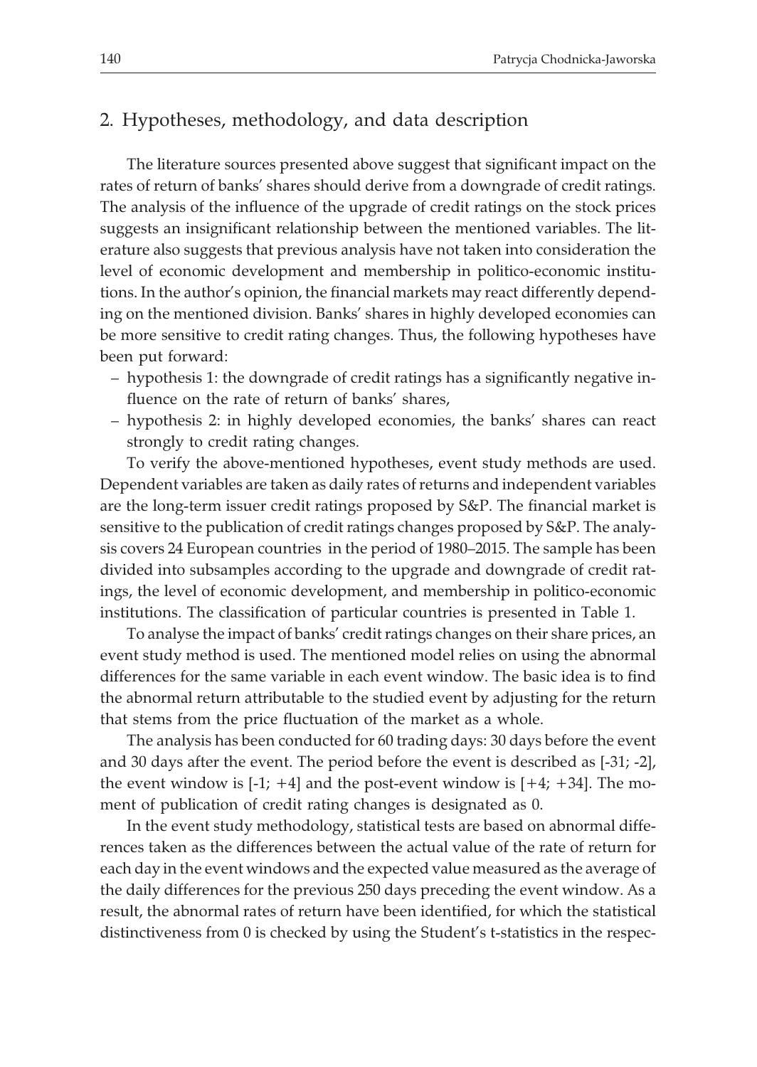## 2. Hypotheses, methodology, and data description

The literature sources presented above suggest that significant impact on the rates of return of banks' shares should derive from a downgrade of credit ratings. The analysis of the influence of the upgrade of credit ratings on the stock prices suggests an insignificant relationship between the mentioned variables. The literature also suggests that previous analysis have not taken into consideration the level of economic development and membership in politico-economic institutions. In the author's opinion, the financial markets may react differently depending on the mentioned division. Banks' shares in highly developed economies can be more sensitive to credit rating changes. Thus, the following hypotheses have been put forward:

- hypothesis 1: the downgrade of credit ratings has a significantly negative influence on the rate of return of banks' shares,
- hypothesis 2: in highly developed economies, the banks' shares can react strongly to credit rating changes.

To verify the above-mentioned hypotheses, event study methods are used. Dependent variables are taken as daily rates of returns and independent variables are the long-term issuer credit ratings proposed by S&P. The financial market is sensitive to the publication of credit ratings changes proposed by S&P. The analysis covers 24 European countries in the period of 1980–2015. The sample has been divided into subsamples according to the upgrade and downgrade of credit ratings, the level of economic development, and membership in politico-economic institutions. The classification of particular countries is presented in Table 1.

To analyse the impact of banks' credit ratings changes on their share prices, an event study method is used. The mentioned model relies on using the abnormal differences for the same variable in each event window. The basic idea is to find the abnormal return attributable to the studied event by adjusting for the return that stems from the price fluctuation of the market as a whole.

The analysis has been conducted for 60 trading days: 30 days before the event and 30 days after the event. The period before the event is described as [-31; -2], the event window is [-1; +4] and the post-event window is [+4; +34]. The moment of publication of credit rating changes is designated as 0.

In the event study methodology, statistical tests are based on abnormal differences taken as the differences between the actual value of the rate of return for each day in the event windows and the expected value measured as the average of the daily differences for the previous 250 days preceding the event window. As a result, the abnormal rates of return have been identified, for which the statistical distinctiveness from 0 is checked by using the Student's t-statistics in the respec-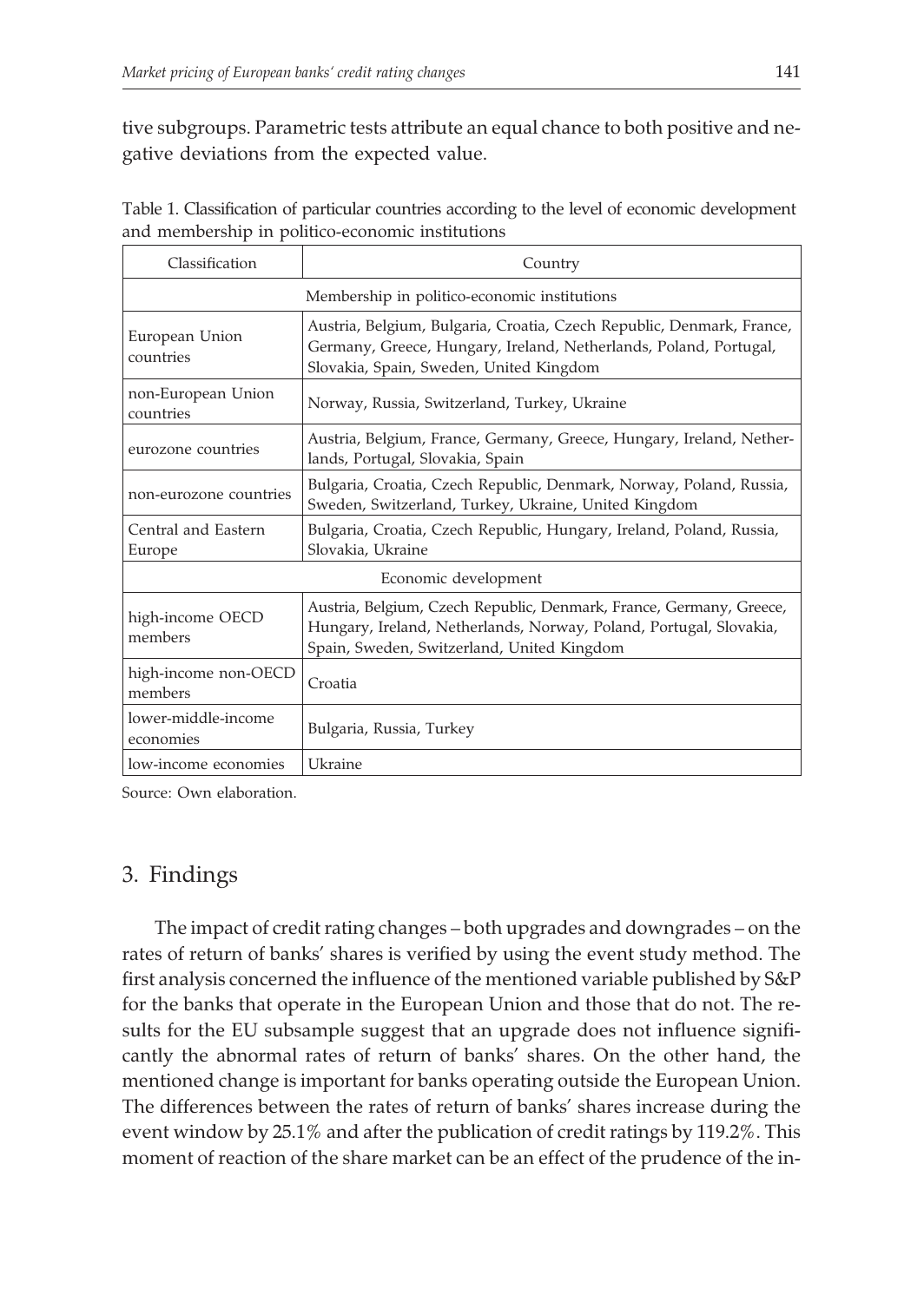tive subgroups. Parametric tests attribute an equal chance to both positive and negative deviations from the expected value.

Table 1. Classification of particular countries according to the level of economic development and membership in politico-economic institutions

| Classification | Country |
|---|---|
| Membership in politico-economic institutions | |
| European Union countries | Austria, Belgium, Bulgaria, Croatia, Czech Republic, Denmark, France, Germany, Greece, Hungary, Ireland, Netherlands, Poland, Portugal, Slovakia, Spain, Sweden, United Kingdom |
| non-European Union countries | Norway, Russia, Switzerland, Turkey, Ukraine |
| eurozone countries | Austria, Belgium, France, Germany, Greece, Hungary, Ireland, Netherlands, Portugal, Slovakia, Spain |
| non-eurozone countries | Bulgaria, Croatia, Czech Republic, Denmark, Norway, Poland, Russia, Sweden, Switzerland, Turkey, Ukraine, United Kingdom |
| Central and Eastern Europe | Bulgaria, Croatia, Czech Republic, Hungary, Ireland, Poland, Russia, Slovakia, Ukraine |
| Economic development | |
| high-income OECD members | Austria, Belgium, Czech Republic, Denmark, France, Germany, Greece, Hungary, Ireland, Netherlands, Norway, Poland, Portugal, Slovakia, Spain, Sweden, Switzerland, United Kingdom |
| high-income non-OECD members | Croatia |
| lower-middle-income economies | Bulgaria, Russia, Turkey |
| low-income economies | Ukraine |

Source: Own elaboration.

## 3. Findings

The impact of credit rating changes – both upgrades and downgrades – on the rates of return of banks' shares is verified by using the event study method. The first analysis concerned the influence of the mentioned variable published by S&P for the banks that operate in the European Union and those that do not. The results for the EU subsample suggest that an upgrade does not influence significantly the abnormal rates of return of banks' shares. On the other hand, the mentioned change is important for banks operating outside the European Union. The differences between the rates of return of banks' shares increase during the event window by 25.1% and after the publication of credit ratings by 119.2%. This moment of reaction of the share market can be an effect of the prudence of the in-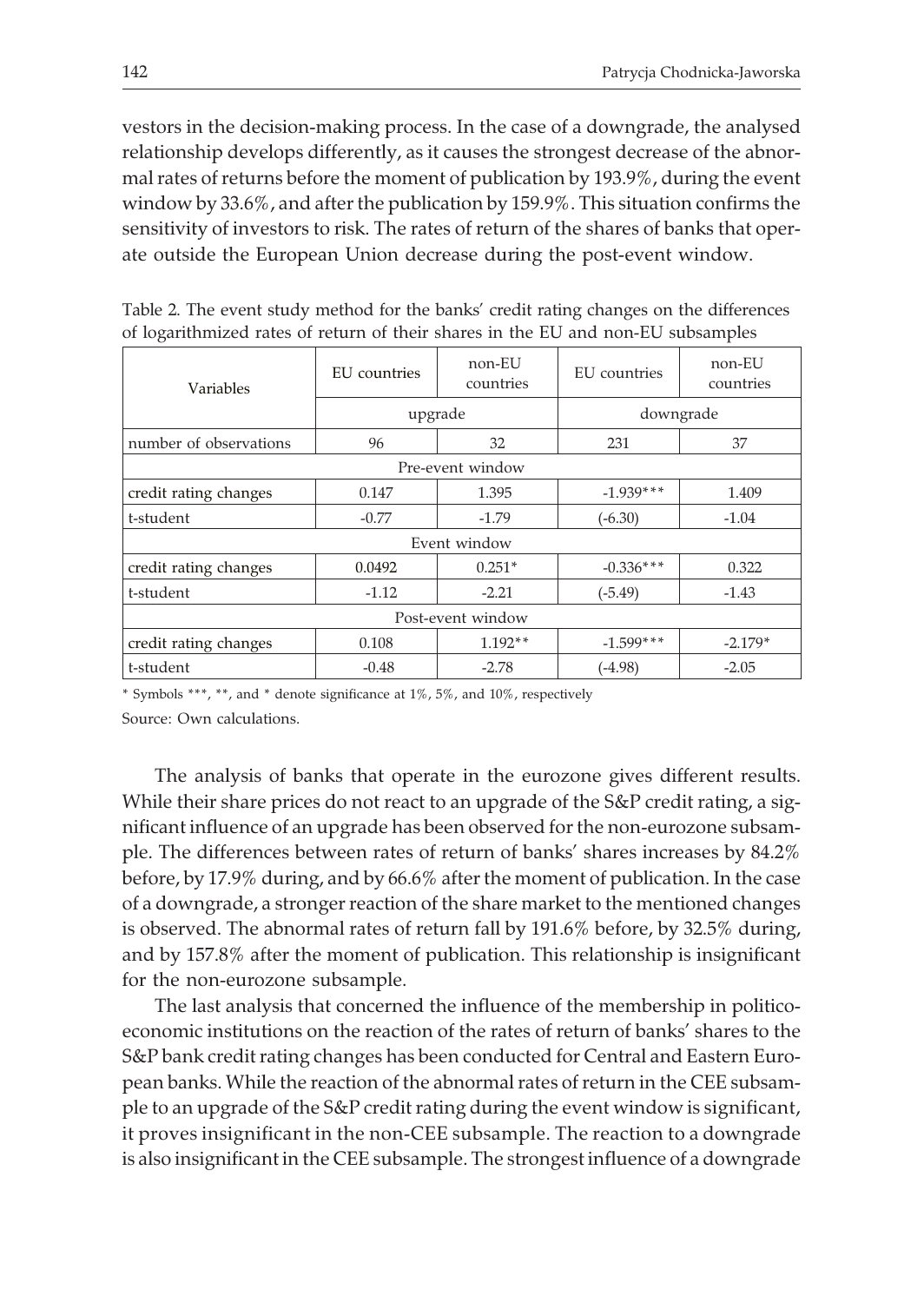vestors in the decision-making process. In the case of a downgrade, the analysed relationship develops differently, as it causes the strongest decrease of the abnormal rates of returns before the moment of publication by 193.9%, during the event window by 33.6%, and after the publication by 159.9%. This situation confirms the sensitivity of investors to risk. The rates of return of the shares of banks that operate outside the European Union decrease during the post-event window.

Table 2. The event study method for the banks' credit rating changes on the differences of logarithmized rates of return of their shares in the EU and non-EU subsamples

| Variables | EU countries | non-EU countries | EU countries | non-EU countries |
|---|---|---|---|---|
| | upgrade | | downgrade | |
| number of observations | 96 | 32 | 231 | 37 |
| Pre-event window | | | | |
| credit rating changes | 0.147 | 1.395 | -1.939*** | 1.409 |
| t-student | -0.77 | -1.79 | (-6.30) | -1.04 |
| Event window | | | | |
| credit rating changes | 0.0492 | 0.251* | -0.336*** | 0.322 |
| t-student | -1.12 | -2.21 | (-5.49) | -1.43 |
| Post-event window | | | | |
| credit rating changes | 0.108 | 1.192** | -1.599*** | -2.179* |
| t-student | -0.48 | -2.78 | (-4.98) | -2.05 |

* Symbols ***, **, and * denote significance at 1%, 5%, and 10%, respectively

Source: Own calculations.

The analysis of banks that operate in the eurozone gives different results. While their share prices do not react to an upgrade of the S&P credit rating, a significant influence of an upgrade has been observed for the non-eurozone subsample. The differences between rates of return of banks' shares increases by 84.2% before, by 17.9% during, and by 66.6% after the moment of publication. In the case of a downgrade, a stronger reaction of the share market to the mentioned changes is observed. The abnormal rates of return fall by 191.6% before, by 32.5% during, and by 157.8% after the moment of publication. This relationship is insignificant for the non-eurozone subsample.

The last analysis that concerned the influence of the membership in politico-economic institutions on the reaction of the rates of return of banks' shares to the S&P bank credit rating changes has been conducted for Central and Eastern European banks. While the reaction of the abnormal rates of return in the CEE subsample to an upgrade of the S&P credit rating during the event window is significant, it proves insignificant in the non-CEE subsample. The reaction to a downgrade is also insignificant in the CEE subsample. The strongest influence of a downgrade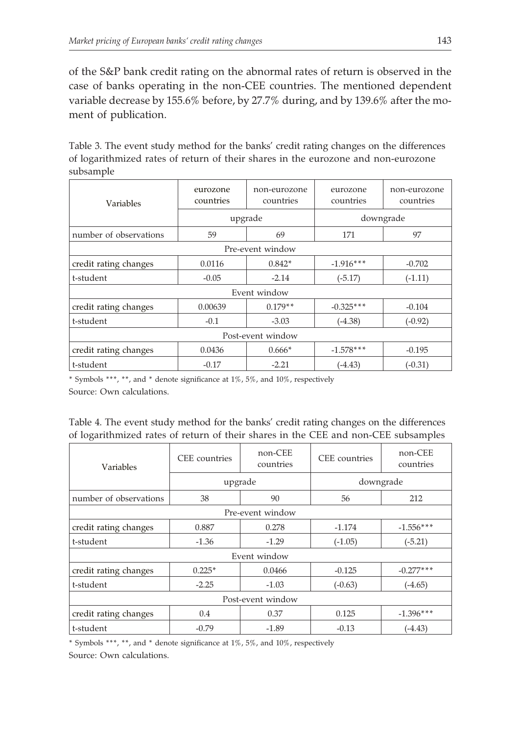of the S&P bank credit rating on the abnormal rates of return is observed in the case of banks operating in the non-CEE countries. The mentioned dependent variable decrease by 155.6% before, by 27.7% during, and by 139.6% after the moment of publication.

Table 3. The event study method for the banks' credit rating changes on the differences of logarithmized rates of return of their shares in the eurozone and non-eurozone subsample

| Variables | eurozone countries | non-eurozone countries | eurozone countries | non-eurozone countries |
|---|---|---|---|---|
| | upgrade | | downgrade | |
| number of observations | 59 | 69 | 171 | 97 |
| Pre-event window | | | | |
| credit rating changes | 0.0116 | 0.842* | -1.916*** | -0.702 |
| t-student | -0.05 | -2.14 | (-5.17) | (-1.11) |
| Event window | | | | |
| credit rating changes | 0.00639 | 0.179** | -0.325*** | -0.104 |
| t-student | -0.1 | -3.03 | (-4.38) | (-0.92) |
| Post-event window | | | | |
| credit rating changes | 0.0436 | 0.666* | -1.578*** | -0.195 |
| t-student | -0.17 | -2.21 | (-4.43) | (-0.31) |

\* Symbols ***, **, and * denote significance at 1%, 5%, and 10%, respectively

Source: Own calculations.

Table 4. The event study method for the banks' credit rating changes on the differences of logarithmized rates of return of their shares in the CEE and non-CEE subsamples

| Variables | CEE countries | non-CEE countries | CEE countries | non-CEE countries |
|---|---|---|---|---|
| | upgrade | | downgrade | |
| number of observations | 38 | 90 | 56 | 212 |
| Pre-event window | | | | |
| credit rating changes | 0.887 | 0.278 | -1.174 | -1.556*** |
| t-student | -1.36 | -1.29 | (-1.05) | (-5.21) |
| Event window | | | | |
| credit rating changes | 0.225* | 0.0466 | -0.125 | -0.277*** |
| t-student | -2.25 | -1.03 | (-0.63) | (-4.65) |
| Post-event window | | | | |
| credit rating changes | 0.4 | 0.37 | 0.125 | -1.396*** |
| t-student | -0.79 | -1.89 | -0.13 | (-4.43) |

\* Symbols ***, **, and * denote significance at 1%, 5%, and 10%, respectively

Source: Own calculations.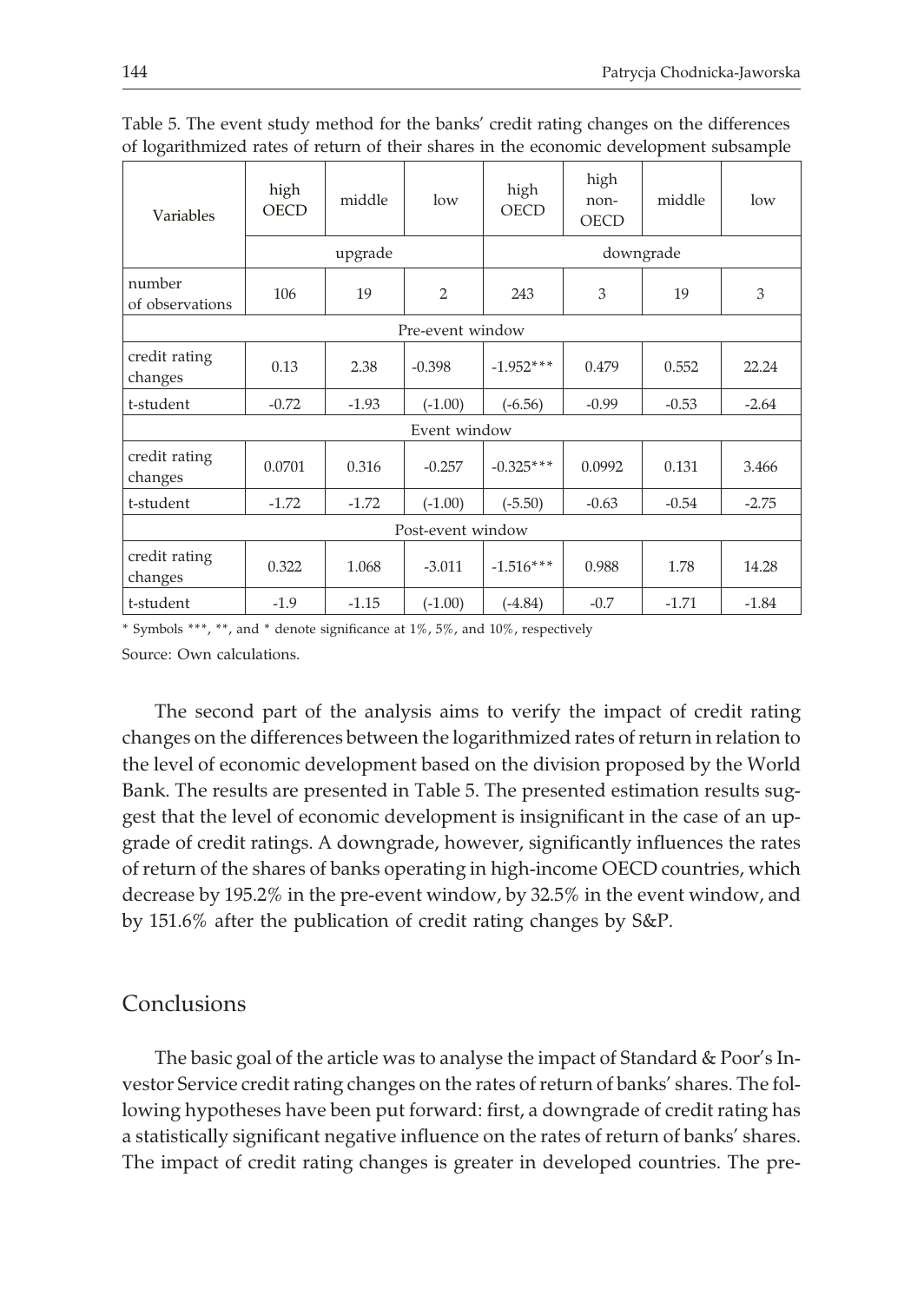Table 5. The event study method for the banks' credit rating changes on the differences of logarithmized rates of return of their shares in the economic development subsample

| Variables | high OECD | middle | low | high OECD | high non-OECD | middle | low |
|---|---|---|---|---|---|---|---|
| | upgrade | | | downgrade | | | |
| number of observations | 106 | 19 | 2 | 243 | 3 | 19 | 3 |
| Pre-event window | | | | | | | |
| credit rating changes | 0.13 | 2.38 | -0.398 | -1.952*** | 0.479 | 0.552 | 22.24 |
| t-student | -0.72 | -1.93 | (-1.00) | (-6.56) | -0.99 | -0.53 | -2.64 |
| Event window | | | | | | | |
| credit rating changes | 0.0701 | 0.316 | -0.257 | -0.325*** | 0.0992 | 0.131 | 3.466 |
| t-student | -1.72 | -1.72 | (-1.00) | (-5.50) | -0.63 | -0.54 | -2.75 |
| Post-event window | | | | | | | |
| credit rating changes | 0.322 | 1.068 | -3.011 | -1.516*** | 0.988 | 1.78 | 14.28 |
| t-student | -1.9 | -1.15 | (-1.00) | (-4.84) | -0.7 | -1.71 | -1.84 |

* Symbols ***, **, and * denote significance at 1%, 5%, and 10%, respectively

Source: Own calculations.

The second part of the analysis aims to verify the impact of credit rating changes on the differences between the logarithmized rates of return in relation to the level of economic development based on the division proposed by the World Bank. The results are presented in Table 5. The presented estimation results suggest that the level of economic development is insignificant in the case of an upgrade of credit ratings. A downgrade, however, significantly influences the rates of return of the shares of banks operating in high-income OECD countries, which decrease by 195.2% in the pre-event window, by 32.5% in the event window, and by 151.6% after the publication of credit rating changes by S&P.

## Conclusions

The basic goal of the article was to analyse the impact of Standard & Poor's Investor Service credit rating changes on the rates of return of banks' shares. The following hypotheses have been put forward: first, a downgrade of credit rating has a statistically significant negative influence on the rates of return of banks' shares. The impact of credit rating changes is greater in developed countries. The pre-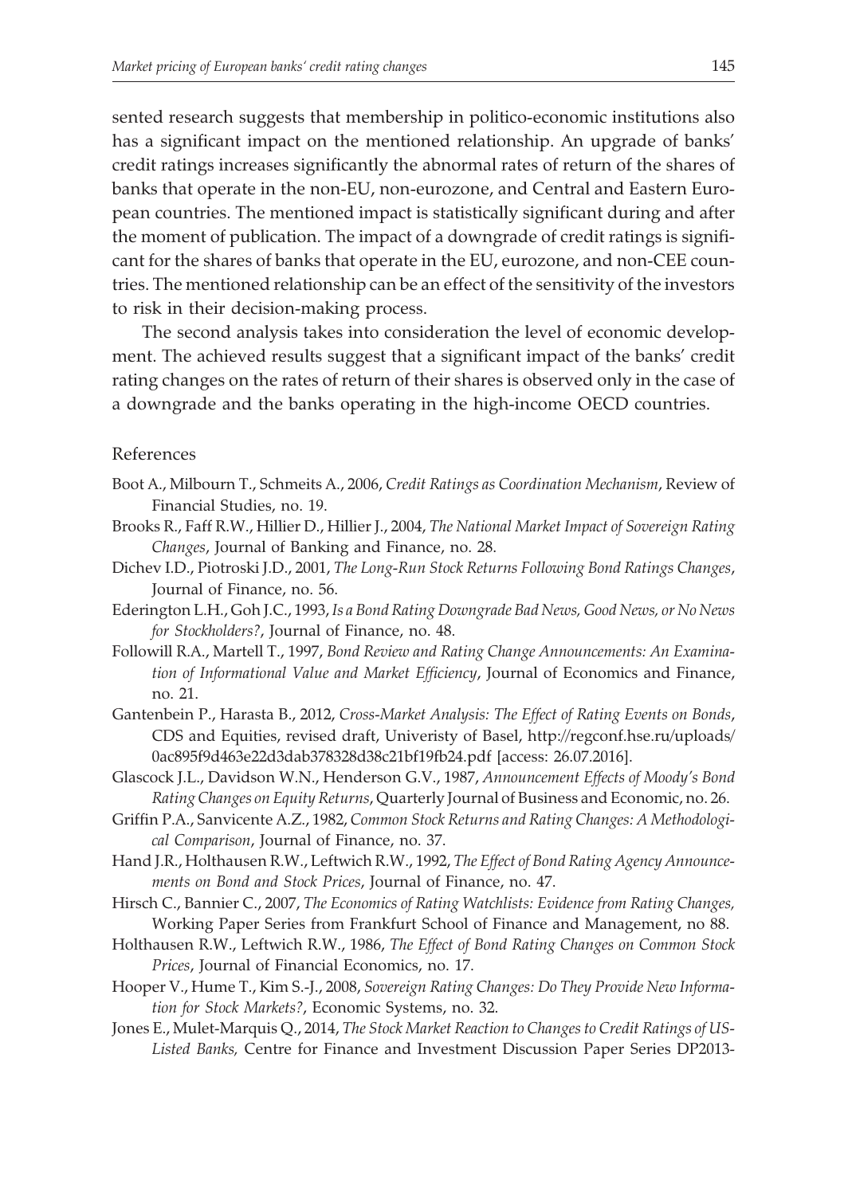sented research suggests that membership in politico-economic institutions also has a significant impact on the mentioned relationship. An upgrade of banks' credit ratings increases significantly the abnormal rates of return of the shares of banks that operate in the non-EU, non-eurozone, and Central and Eastern European countries. The mentioned impact is statistically significant during and after the moment of publication. The impact of a downgrade of credit ratings is significant for the shares of banks that operate in the EU, eurozone, and non-CEE countries. The mentioned relationship can be an effect of the sensitivity of the investors to risk in their decision-making process.

The second analysis takes into consideration the level of economic development. The achieved results suggest that a significant impact of the banks' credit rating changes on the rates of return of their shares is observed only in the case of a downgrade and the banks operating in the high-income OECD countries.

## References

Boot A., Milbourn T., Schmeits A., 2006, *Credit Ratings as Coordination Mechanism*, Review of Financial Studies, no. 19.

Brooks R., Faff R.W., Hillier D., Hillier J., 2004, *The National Market Impact of Sovereign Rating Changes*, Journal of Banking and Finance, no. 28.

Dichev I.D., Piotroski J.D., 2001, *The Long-Run Stock Returns Following Bond Ratings Changes*, Journal of Finance, no. 56.

Ederington L.H., Goh J.C., 1993, *Is a Bond Rating Downgrade Bad News, Good News, or No News for Stockholders?*, Journal of Finance, no. 48.

Followill R.A., Martell T., 1997, *Bond Review and Rating Change Announcements: An Examination of Informational Value and Market Efficiency*, Journal of Economics and Finance, no. 21.

Gantenbein P., Harasta B., 2012, *Cross-Market Analysis: The Effect of Rating Events on Bonds*, CDS and Equities, revised draft, Univeristy of Basel, http://regconf.hse.ru/uploads/0ac895f9d463e22d3dab378328d38c21bf19fb24.pdf [access: 26.07.2016].

Glascock J.L., Davidson W.N., Henderson G.V., 1987, *Announcement Effects of Moody's Bond Rating Changes on Equity Returns*, Quarterly Journal of Business and Economic, no. 26.

Griffin P.A., Sanvicente A.Z., 1982, *Common Stock Returns and Rating Changes: A Methodological Comparison*, Journal of Finance, no. 37.

Hand J.R., Holthausen R.W., Leftwich R.W., 1992, *The Effect of Bond Rating Agency Announcements on Bond and Stock Prices*, Journal of Finance, no. 47.

Hirsch C., Bannier C., 2007, *The Economics of Rating Watchlists: Evidence from Rating Changes,* Working Paper Series from Frankfurt School of Finance and Management, no 88.

Holthausen R.W., Leftwich R.W., 1986, *The Effect of Bond Rating Changes on Common Stock Prices*, Journal of Financial Economics, no. 17.

Hooper V., Hume T., Kim S.-J., 2008, *Sovereign Rating Changes: Do They Provide New Information for Stock Markets?*, Economic Systems, no. 32.

Jones E., Mulet-Marquis Q., 2014, *The Stock Market Reaction to Changes to Credit Ratings of US-Listed Banks,* Centre for Finance and Investment Discussion Paper Series DP2013-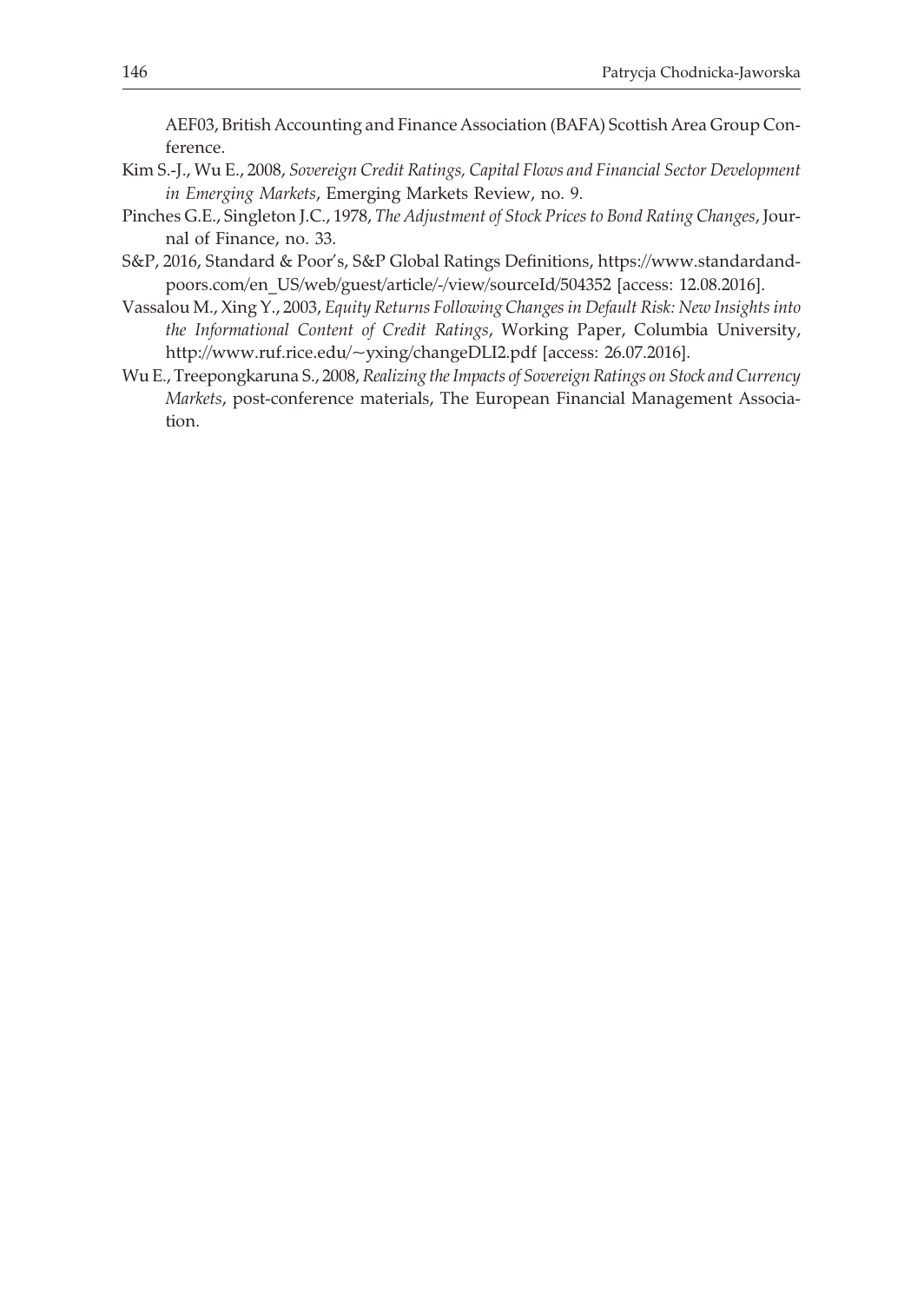AEF03, British Accounting and Finance Association (BAFA) Scottish Area Group Conference.

Kim S.-J., Wu E., 2008, *Sovereign Credit Ratings, Capital Flows and Financial Sector Development in Emerging Markets*, Emerging Markets Review, no. 9.

Pinches G.E., Singleton J.C., 1978, *The Adjustment of Stock Prices to Bond Rating Changes*, Journal of Finance, no. 33.

S&P, 2016, Standard & Poor's, S&P Global Ratings Definitions, https://www.standardandpoors.com/en_US/web/guest/article/-/view/sourceId/504352 [access: 12.08.2016].

Vassalou M., Xing Y., 2003, *Equity Returns Following Changes in Default Risk: New Insights into the Informational Content of Credit Ratings*, Working Paper, Columbia University, http://www.ruf.rice.edu/~yxing/changeDLI2.pdf [access: 26.07.2016].

Wu E., Treepongkaruna S., 2008, *Realizing the Impacts of Sovereign Ratings on Stock and Currency Markets*, post-conference materials, The European Financial Management Association.